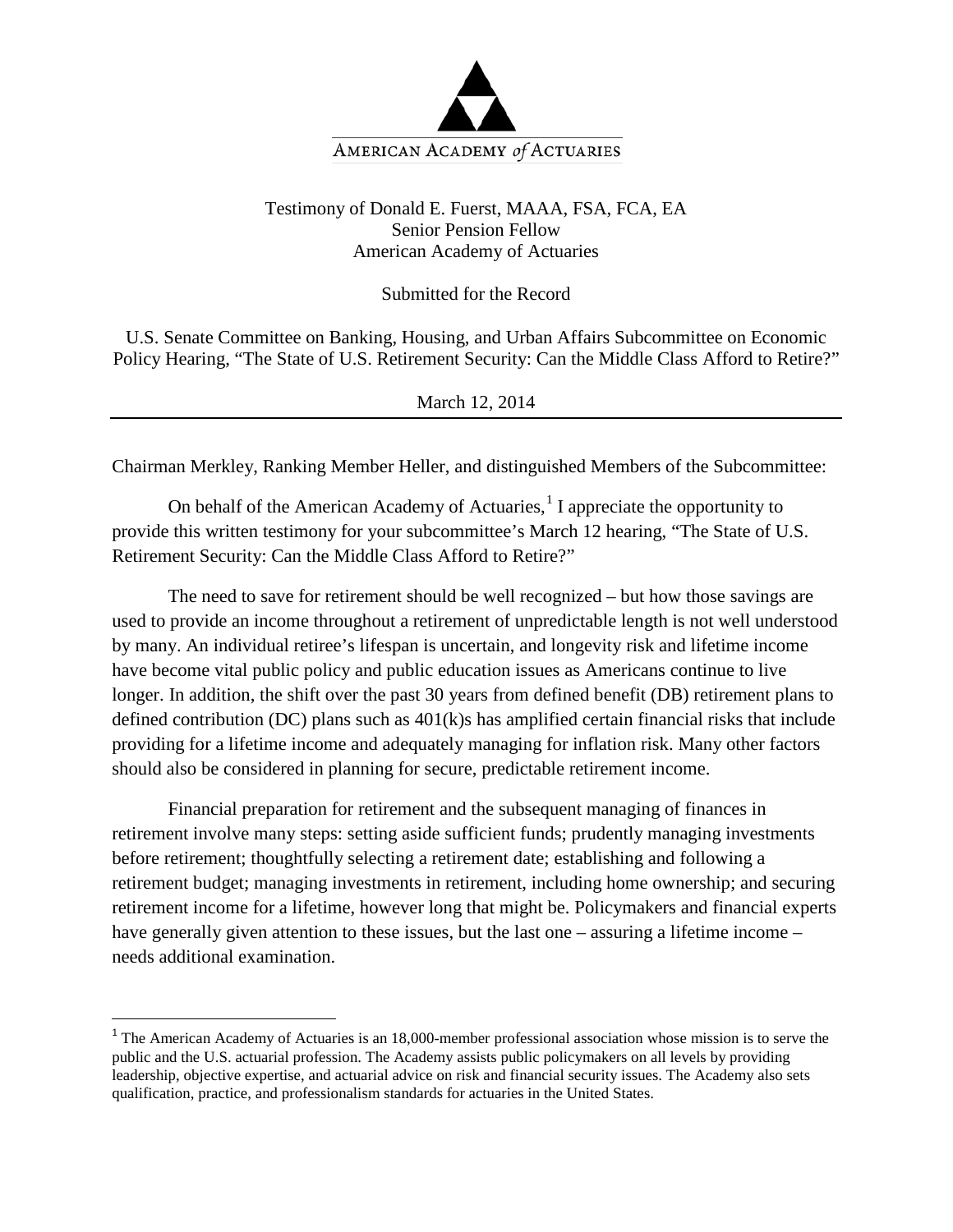AMERICAN ACADEMY *of* ACTUARIES

Testimony of Donald E. Fuerst, MAAA, FSA, FCA, EA
Senior Pension Fellow
American Academy of Actuaries

Submitted for the Record

U.S. Senate Committee on Banking, Housing, and Urban Affairs Subcommittee on Economic Policy Hearing, "The State of U.S. Retirement Security: Can the Middle Class Afford to Retire?"

March 12, 2014

---

Chairman Merkley, Ranking Member Heller, and distinguished Members of the Subcommittee:

On behalf of the American Academy of Actuaries,[1] I appreciate the opportunity to provide this written testimony for your subcommittee's March 12 hearing, "The State of U.S. Retirement Security: Can the Middle Class Afford to Retire?"

The need to save for retirement should be well recognized – but how those savings are used to provide an income throughout a retirement of unpredictable length is not well understood by many. An individual retiree's lifespan is uncertain, and longevity risk and lifetime income have become vital public policy and public education issues as Americans continue to live longer. In addition, the shift over the past 30 years from defined benefit (DB) retirement plans to defined contribution (DC) plans such as 401(k)s has amplified certain financial risks that include providing for a lifetime income and adequately managing for inflation risk. Many other factors should also be considered in planning for secure, predictable retirement income.

Financial preparation for retirement and the subsequent managing of finances in retirement involve many steps: setting aside sufficient funds; prudently managing investments before retirement; thoughtfully selecting a retirement date; establishing and following a retirement budget; managing investments in retirement, including home ownership; and securing retirement income for a lifetime, however long that might be. Policymakers and financial experts have generally given attention to these issues, but the last one – assuring a lifetime income – needs additional examination.

---

[1] The American Academy of Actuaries is an 18,000-member professional association whose mission is to serve the public and the U.S. actuarial profession. The Academy assists public policymakers on all levels by providing leadership, objective expertise, and actuarial advice on risk and financial security issues. The Academy also sets qualification, practice, and professionalism standards for actuaries in the United States.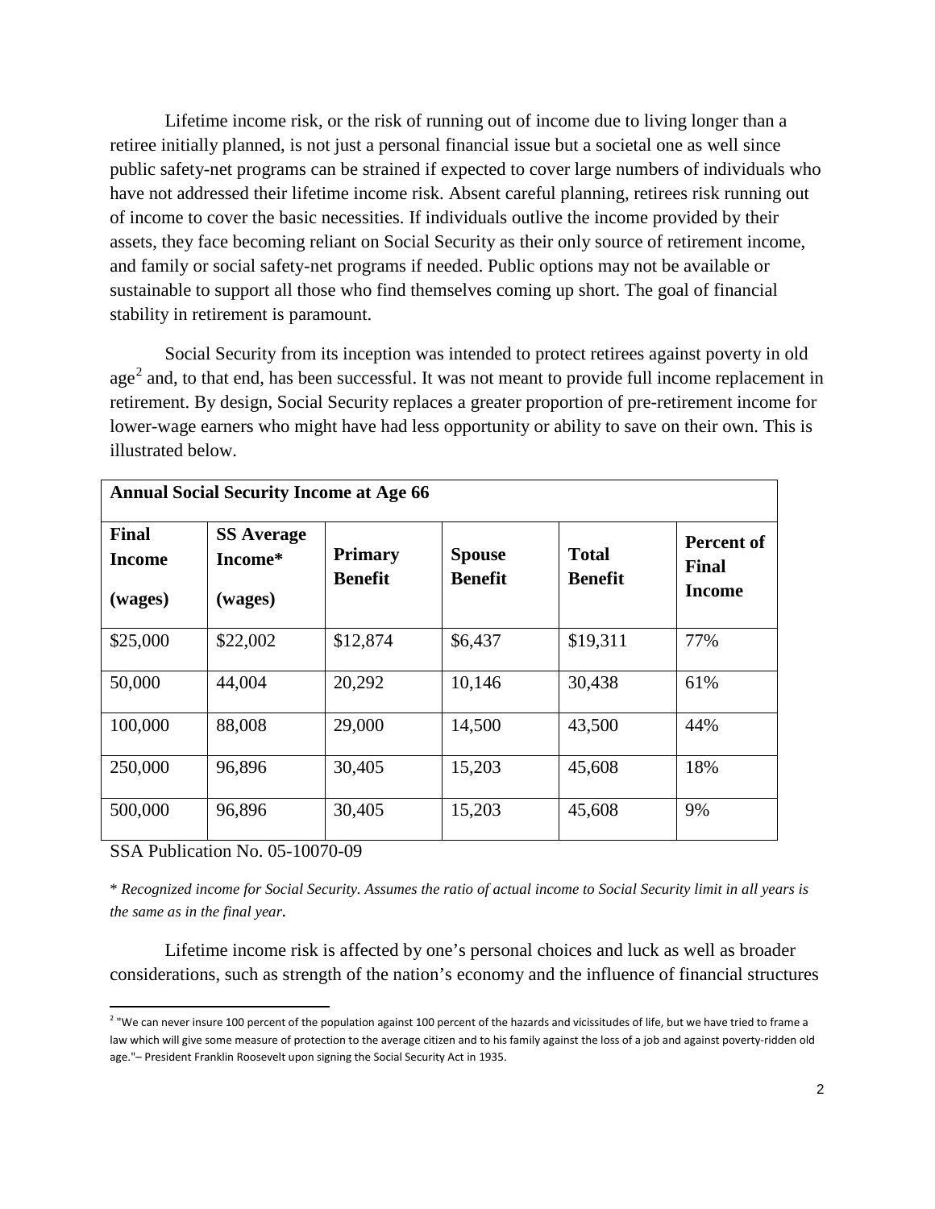Lifetime income risk, or the risk of running out of income due to living longer than a retiree initially planned, is not just a personal financial issue but a societal one as well since public safety-net programs can be strained if expected to cover large numbers of individuals who have not addressed their lifetime income risk. Absent careful planning, retirees risk running out of income to cover the basic necessities. If individuals outlive the income provided by their assets, they face becoming reliant on Social Security as their only source of retirement income, and family or social safety-net programs if needed. Public options may not be available or sustainable to support all those who find themselves coming up short. The goal of financial stability in retirement is paramount.

Social Security from its inception was intended to protect retirees against poverty in old age[2] and, to that end, has been successful. It was not meant to provide full income replacement in retirement. By design, Social Security replaces a greater proportion of pre-retirement income for lower-wage earners who might have had less opportunity or ability to save on their own. This is illustrated below.

| **Annual Social Security Income at Age 66** | | | | | |
|---|---|---|---|---|---|
| **Final Income (wages)** | **SS Average Income* (wages)** | **Primary Benefit** | **Spouse Benefit** | **Total Benefit** | **Percent of Final Income** |
| $25,000 | $22,002 | $12,874 | $6,437 | $19,311 | 77% |
| 50,000 | 44,004 | 20,292 | 10,146 | 30,438 | 61% |
| 100,000 | 88,008 | 29,000 | 14,500 | 43,500 | 44% |
| 250,000 | 96,896 | 30,405 | 15,203 | 45,608 | 18% |
| 500,000 | 96,896 | 30,405 | 15,203 | 45,608 | 9% |

SSA Publication No. 05-10070-09

* *Recognized income for Social Security. Assumes the ratio of actual income to Social Security limit in all years is the same as in the final year.*

Lifetime income risk is affected by one's personal choices and luck as well as broader considerations, such as strength of the nation's economy and the influence of financial structures

[2] "We can never insure 100 percent of the population against 100 percent of the hazards and vicissitudes of life, but we have tried to frame a law which will give some measure of protection to the average citizen and to his family against the loss of a job and against poverty-ridden old age."– President Franklin Roosevelt upon signing the Social Security Act in 1935.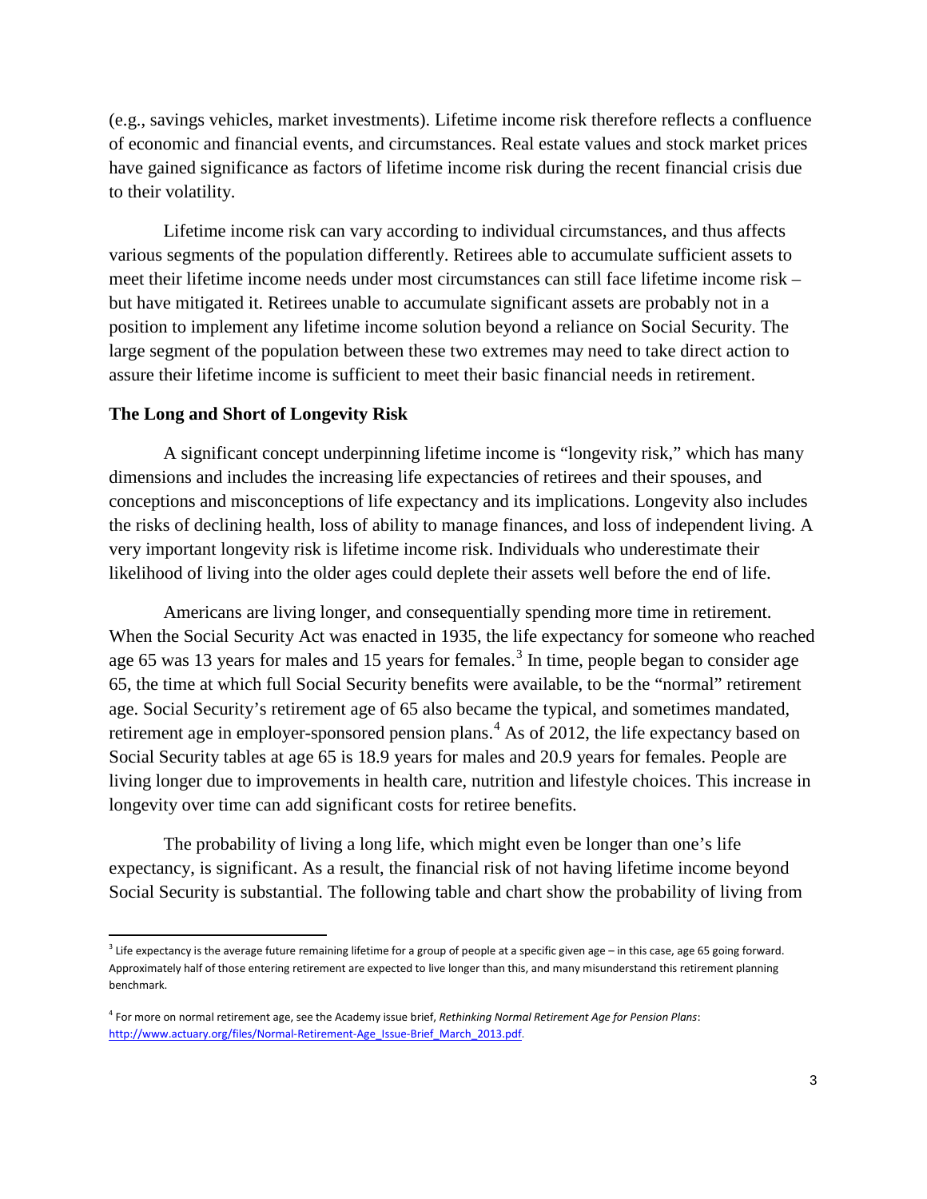(e.g., savings vehicles, market investments). Lifetime income risk therefore reflects a confluence of economic and financial events, and circumstances. Real estate values and stock market prices have gained significance as factors of lifetime income risk during the recent financial crisis due to their volatility.

Lifetime income risk can vary according to individual circumstances, and thus affects various segments of the population differently. Retirees able to accumulate sufficient assets to meet their lifetime income needs under most circumstances can still face lifetime income risk – but have mitigated it. Retirees unable to accumulate significant assets are probably not in a position to implement any lifetime income solution beyond a reliance on Social Security. The large segment of the population between these two extremes may need to take direct action to assure their lifetime income is sufficient to meet their basic financial needs in retirement.

### The Long and Short of Longevity Risk

A significant concept underpinning lifetime income is "longevity risk," which has many dimensions and includes the increasing life expectancies of retirees and their spouses, and conceptions and misconceptions of life expectancy and its implications. Longevity also includes the risks of declining health, loss of ability to manage finances, and loss of independent living. A very important longevity risk is lifetime income risk. Individuals who underestimate their likelihood of living into the older ages could deplete their assets well before the end of life.

Americans are living longer, and consequentially spending more time in retirement. When the Social Security Act was enacted in 1935, the life expectancy for someone who reached age 65 was 13 years for males and 15 years for females.[3] In time, people began to consider age 65, the time at which full Social Security benefits were available, to be the "normal" retirement age. Social Security's retirement age of 65 also became the typical, and sometimes mandated, retirement age in employer-sponsored pension plans.[4] As of 2012, the life expectancy based on Social Security tables at age 65 is 18.9 years for males and 20.9 years for females. People are living longer due to improvements in health care, nutrition and lifestyle choices. This increase in longevity over time can add significant costs for retiree benefits.

The probability of living a long life, which might even be longer than one's life expectancy, is significant. As a result, the financial risk of not having lifetime income beyond Social Security is substantial. The following table and chart show the probability of living from

---

[3] Life expectancy is the average future remaining lifetime for a group of people at a specific given age – in this case, age 65 going forward. Approximately half of those entering retirement are expected to live longer than this, and many misunderstand this retirement planning benchmark.

[4] For more on normal retirement age, see the Academy issue brief, *Rethinking Normal Retirement Age for Pension Plans*: http://www.actuary.org/files/Normal-Retirement-Age_Issue-Brief_March_2013.pdf.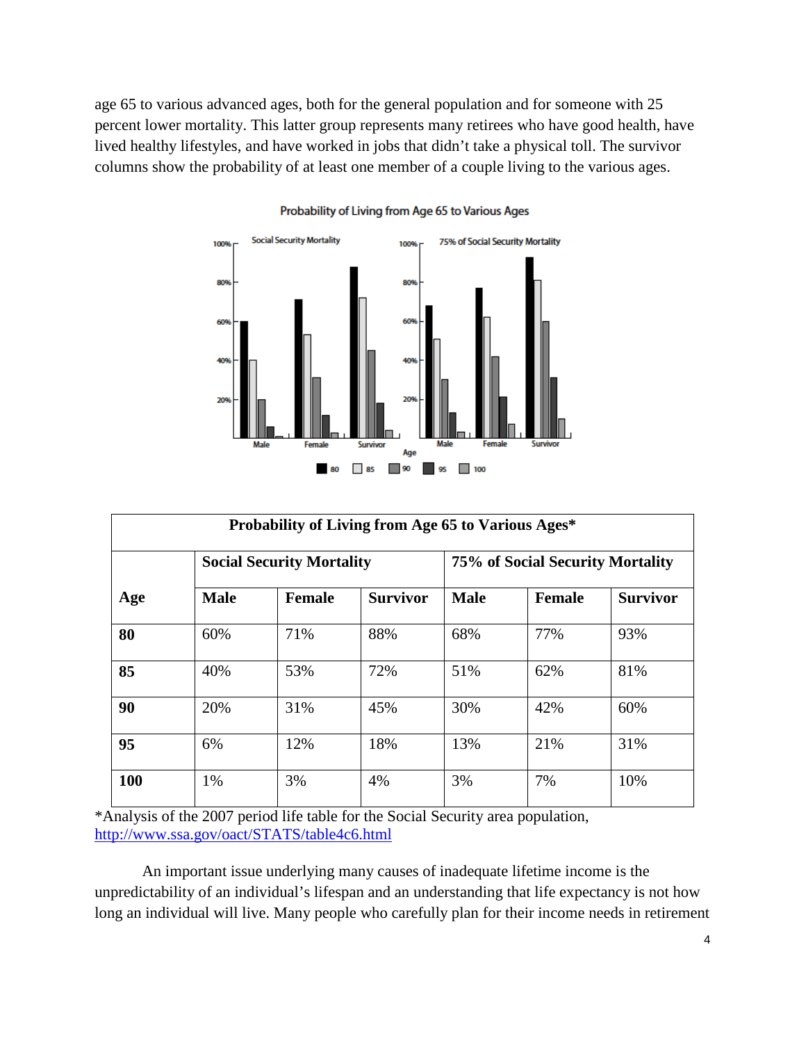age 65 to various advanced ages, both for the general population and for someone with 25 percent lower mortality. This latter group represents many retirees who have good health, have lived healthy lifestyles, and have worked in jobs that didn't take a physical toll. The survivor columns show the probability of at least one member of a couple living to the various ages.

| Probability of Living from Age 65 to Various Ages* | | | | | | |
|---|---|---|---|---|---|---|
| | **Social Security Mortality** | | | **75% of Social Security Mortality** | | |
| **Age** | **Male** | **Female** | **Survivor** | **Male** | **Female** | **Survivor** |
| **80** | 60% | 71% | 88% | 68% | 77% | 93% |
| **85** | 40% | 53% | 72% | 51% | 62% | 81% |
| **90** | 20% | 31% | 45% | 30% | 42% | 60% |
| **95** | 6% | 12% | 18% | 13% | 21% | 31% |
| **100** | 1% | 3% | 4% | 3% | 7% | 10% |

*Analysis of the 2007 period life table for the Social Security area population, http://www.ssa.gov/oact/STATS/table4c6.html

An important issue underlying many causes of inadequate lifetime income is the unpredictability of an individual's lifespan and an understanding that life expectancy is not how long an individual will live. Many people who carefully plan for their income needs in retirement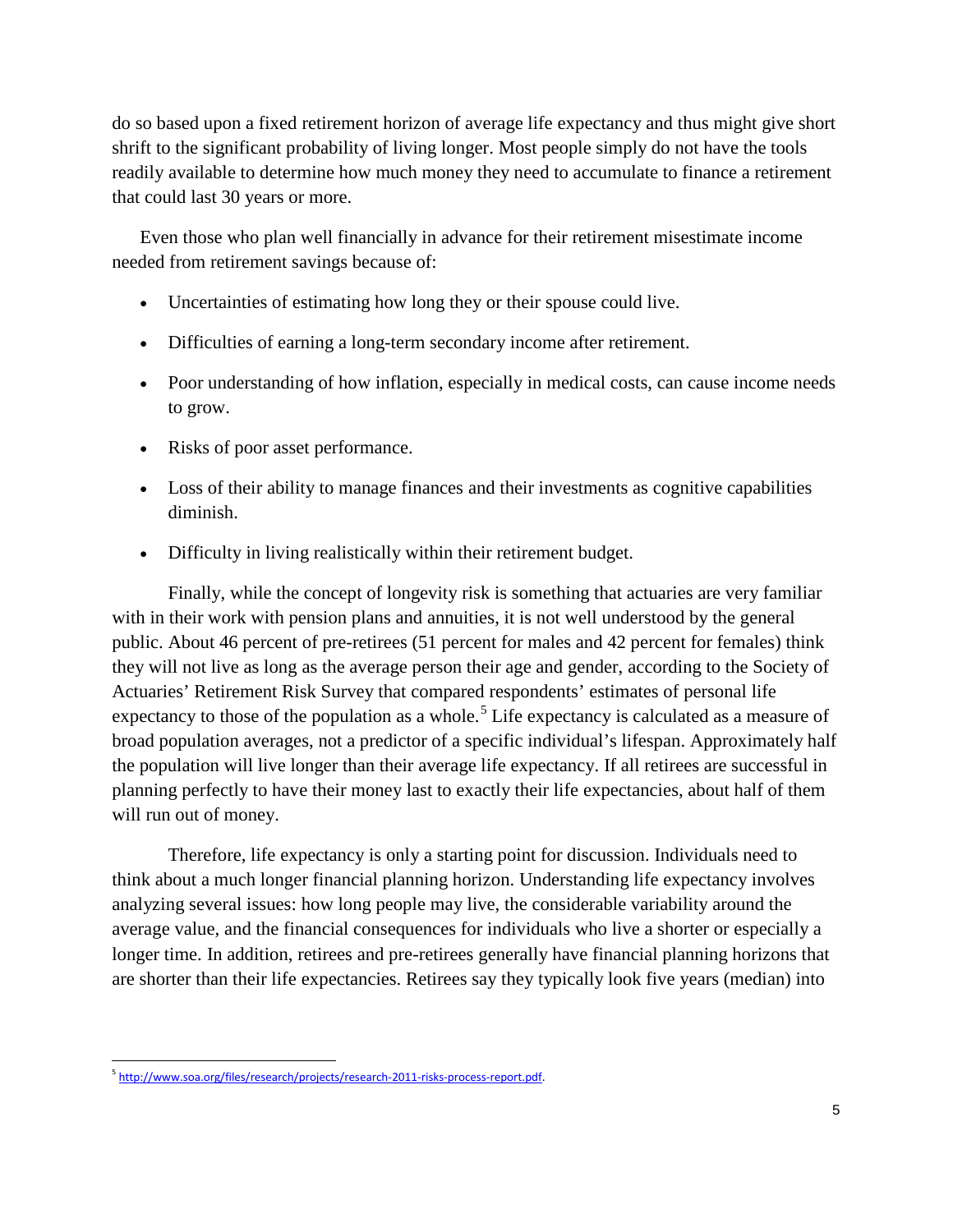do so based upon a fixed retirement horizon of average life expectancy and thus might give short shrift to the significant probability of living longer. Most people simply do not have the tools readily available to determine how much money they need to accumulate to finance a retirement that could last 30 years or more.

Even those who plan well financially in advance for their retirement misestimate income needed from retirement savings because of:

- Uncertainties of estimating how long they or their spouse could live.
- Difficulties of earning a long-term secondary income after retirement.
- Poor understanding of how inflation, especially in medical costs, can cause income needs to grow.
- Risks of poor asset performance.
- Loss of their ability to manage finances and their investments as cognitive capabilities diminish.
- Difficulty in living realistically within their retirement budget.

Finally, while the concept of longevity risk is something that actuaries are very familiar with in their work with pension plans and annuities, it is not well understood by the general public. About 46 percent of pre-retirees (51 percent for males and 42 percent for females) think they will not live as long as the average person their age and gender, according to the Society of Actuaries' Retirement Risk Survey that compared respondents' estimates of personal life expectancy to those of the population as a whole.[5] Life expectancy is calculated as a measure of broad population averages, not a predictor of a specific individual's lifespan. Approximately half the population will live longer than their average life expectancy. If all retirees are successful in planning perfectly to have their money last to exactly their life expectancies, about half of them will run out of money.

Therefore, life expectancy is only a starting point for discussion. Individuals need to think about a much longer financial planning horizon. Understanding life expectancy involves analyzing several issues: how long people may live, the considerable variability around the average value, and the financial consequences for individuals who live a shorter or especially a longer time. In addition, retirees and pre-retirees generally have financial planning horizons that are shorter than their life expectancies. Retirees say they typically look five years (median) into

[5] http://www.soa.org/files/research/projects/research-2011-risks-process-report.pdf.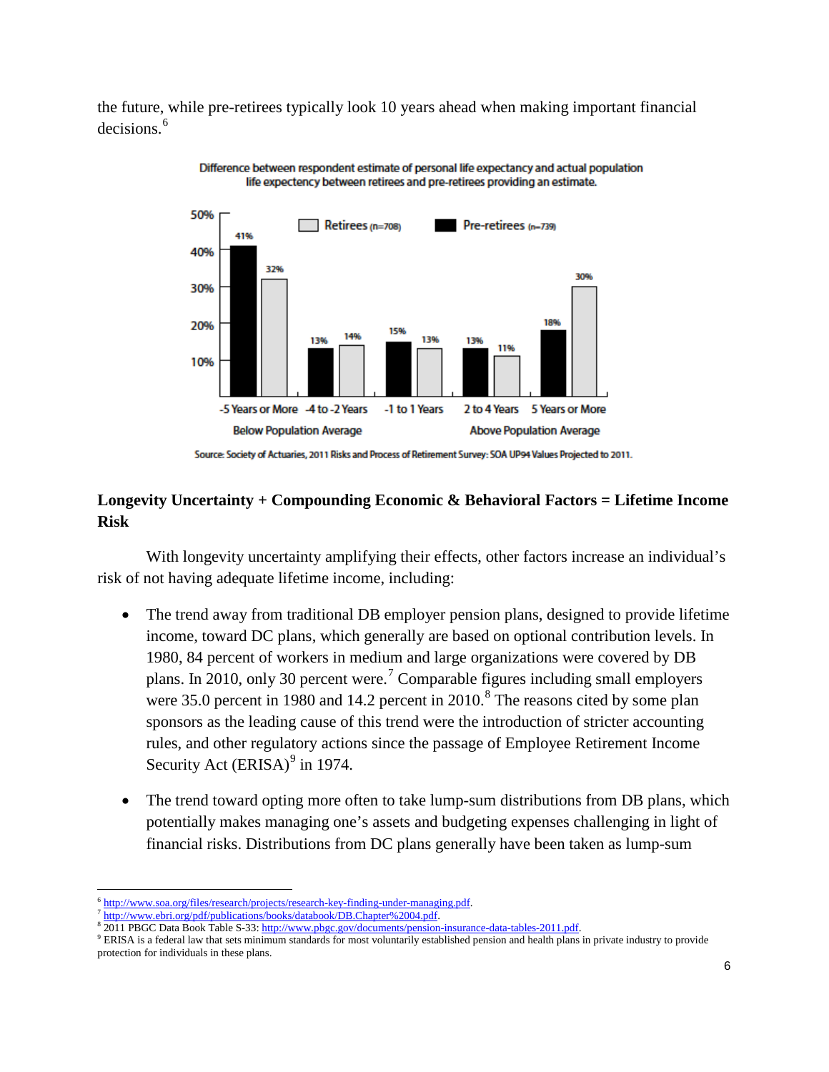the future, while pre-retirees typically look 10 years ahead when making important financial decisions.[6]

Difference between respondent estimate of personal life expectancy and actual population life expectancy between retirees and pre-retirees providing an estimate.

| | -5 Years or More | -4 to -2 Years | -1 to 1 Years | 2 to 4 Years | 5 Years or More |
|---|---|---|---|---|---|
| Retirees (n=708) | 32% | 14% | 13% | 11% | 30% |
| Pre-retirees (n=739) | 41% | 13% | 15% | 13% | 18% |

Below Population Average — Above Population Average

Source: Society of Actuaries, 2011 Risks and Process of Retirement Survey: SOA UP94 Values Projected to 2011.

### Longevity Uncertainty + Compounding Economic & Behavioral Factors = Lifetime Income Risk

With longevity uncertainty amplifying their effects, other factors increase an individual's risk of not having adequate lifetime income, including:

- The trend away from traditional DB employer pension plans, designed to provide lifetime income, toward DC plans, which generally are based on optional contribution levels. In 1980, 84 percent of workers in medium and large organizations were covered by DB plans. In 2010, only 30 percent were.[7] Comparable figures including small employers were 35.0 percent in 1980 and 14.2 percent in 2010.[8] The reasons cited by some plan sponsors as the leading cause of this trend were the introduction of stricter accounting rules, and other regulatory actions since the passage of Employee Retirement Income Security Act (ERISA)[9] in 1974.

- The trend toward opting more often to take lump-sum distributions from DB plans, which potentially makes managing one's assets and budgeting expenses challenging in light of financial risks. Distributions from DC plans generally have been taken as lump-sum

---

[6] http://www.soa.org/files/research/projects/research-key-finding-under-managing.pdf.
[7] http://www.ebri.org/pdf/publications/books/databook/DB.Chapter%2004.pdf.
[8] 2011 PBGC Data Book Table S-33: http://www.pbgc.gov/documents/pension-insurance-data-tables-2011.pdf.
[9] ERISA is a federal law that sets minimum standards for most voluntarily established pension and health plans in private industry to provide protection for individuals in these plans.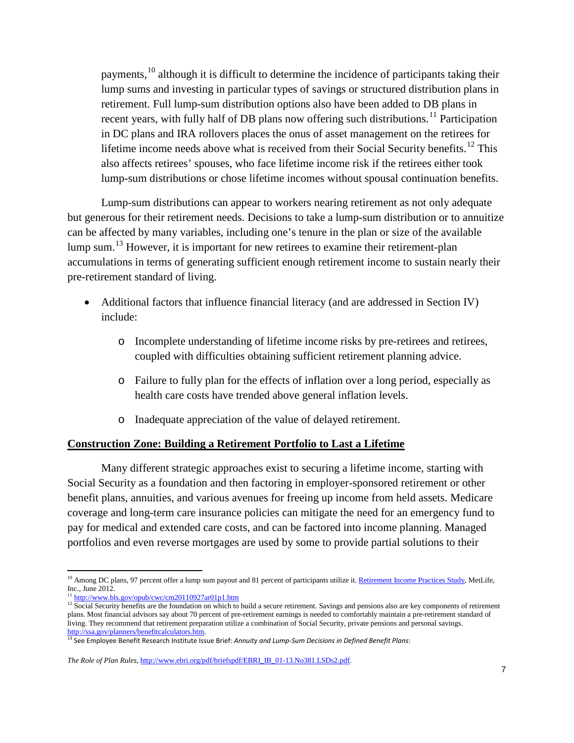payments,[10] although it is difficult to determine the incidence of participants taking their lump sums and investing in particular types of savings or structured distribution plans in retirement. Full lump-sum distribution options also have been added to DB plans in recent years, with fully half of DB plans now offering such distributions.[11] Participation in DC plans and IRA rollovers places the onus of asset management on the retirees for lifetime income needs above what is received from their Social Security benefits.[12] This also affects retirees' spouses, who face lifetime income risk if the retirees either took lump-sum distributions or chose lifetime incomes without spousal continuation benefits.

Lump-sum distributions can appear to workers nearing retirement as not only adequate but generous for their retirement needs. Decisions to take a lump-sum distribution or to annuitize can be affected by many variables, including one's tenure in the plan or size of the available lump sum.[13] However, it is important for new retirees to examine their retirement-plan accumulations in terms of generating sufficient enough retirement income to sustain nearly their pre-retirement standard of living.

- Additional factors that influence financial literacy (and are addressed in Section IV) include:
  - Incomplete understanding of lifetime income risks by pre-retirees and retirees, coupled with difficulties obtaining sufficient retirement planning advice.
  - Failure to fully plan for the effects of inflation over a long period, especially as health care costs have trended above general inflation levels.
  - Inadequate appreciation of the value of delayed retirement.

## Construction Zone: Building a Retirement Portfolio to Last a Lifetime

Many different strategic approaches exist to securing a lifetime income, starting with Social Security as a foundation and then factoring in employer-sponsored retirement or other benefit plans, annuities, and various avenues for freeing up income from held assets. Medicare coverage and long-term care insurance policies can mitigate the need for an emergency fund to pay for medical and extended care costs, and can be factored into income planning. Managed portfolios and even reverse mortgages are used by some to provide partial solutions to their

---

[10] Among DC plans, 97 percent offer a lump sum payout and 81 percent of participants utilize it. Retirement Income Practices Study, MetLife, Inc., June 2012.

[11] http://www.bls.gov/opub/cwc/cm20110927ar01p1.htm

[12] Social Security benefits are the foundation on which to build a secure retirement. Savings and pensions also are key components of retirement plans. Most financial advisors say about 70 percent of pre-retirement earnings is needed to comfortably maintain a pre-retirement standard of living. They recommend that retirement preparation utilize a combination of Social Security, private pensions and personal savings. http://ssa.gov/planners/benefitcalculators.htm.

[13] See Employee Benefit Research Institute Issue Brief: *Annuity and Lump-Sum Decisions in Defined Benefit Plans*: *The Role of Plan Rules*, http://www.ebri.org/pdf/briefspdf/EBRI_IB_01-13.No381.LSDs2.pdf.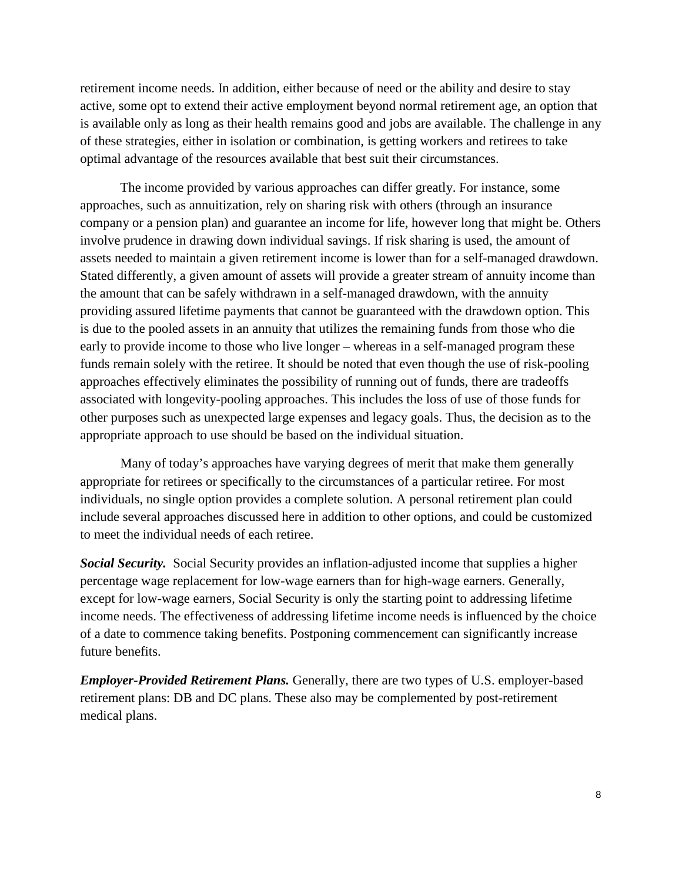retirement income needs. In addition, either because of need or the ability and desire to stay active, some opt to extend their active employment beyond normal retirement age, an option that is available only as long as their health remains good and jobs are available. The challenge in any of these strategies, either in isolation or combination, is getting workers and retirees to take optimal advantage of the resources available that best suit their circumstances.

The income provided by various approaches can differ greatly. For instance, some approaches, such as annuitization, rely on sharing risk with others (through an insurance company or a pension plan) and guarantee an income for life, however long that might be. Others involve prudence in drawing down individual savings. If risk sharing is used, the amount of assets needed to maintain a given retirement income is lower than for a self-managed drawdown. Stated differently, a given amount of assets will provide a greater stream of annuity income than the amount that can be safely withdrawn in a self-managed drawdown, with the annuity providing assured lifetime payments that cannot be guaranteed with the drawdown option. This is due to the pooled assets in an annuity that utilizes the remaining funds from those who die early to provide income to those who live longer – whereas in a self-managed program these funds remain solely with the retiree. It should be noted that even though the use of risk-pooling approaches effectively eliminates the possibility of running out of funds, there are tradeoffs associated with longevity-pooling approaches. This includes the loss of use of those funds for other purposes such as unexpected large expenses and legacy goals. Thus, the decision as to the appropriate approach to use should be based on the individual situation.

Many of today's approaches have varying degrees of merit that make them generally appropriate for retirees or specifically to the circumstances of a particular retiree. For most individuals, no single option provides a complete solution. A personal retirement plan could include several approaches discussed here in addition to other options, and could be customized to meet the individual needs of each retiree.

***Social Security.*** Social Security provides an inflation-adjusted income that supplies a higher percentage wage replacement for low-wage earners than for high-wage earners. Generally, except for low-wage earners, Social Security is only the starting point to addressing lifetime income needs. The effectiveness of addressing lifetime income needs is influenced by the choice of a date to commence taking benefits. Postponing commencement can significantly increase future benefits.

***Employer-Provided Retirement Plans.*** Generally, there are two types of U.S. employer-based retirement plans: DB and DC plans. These also may be complemented by post-retirement medical plans.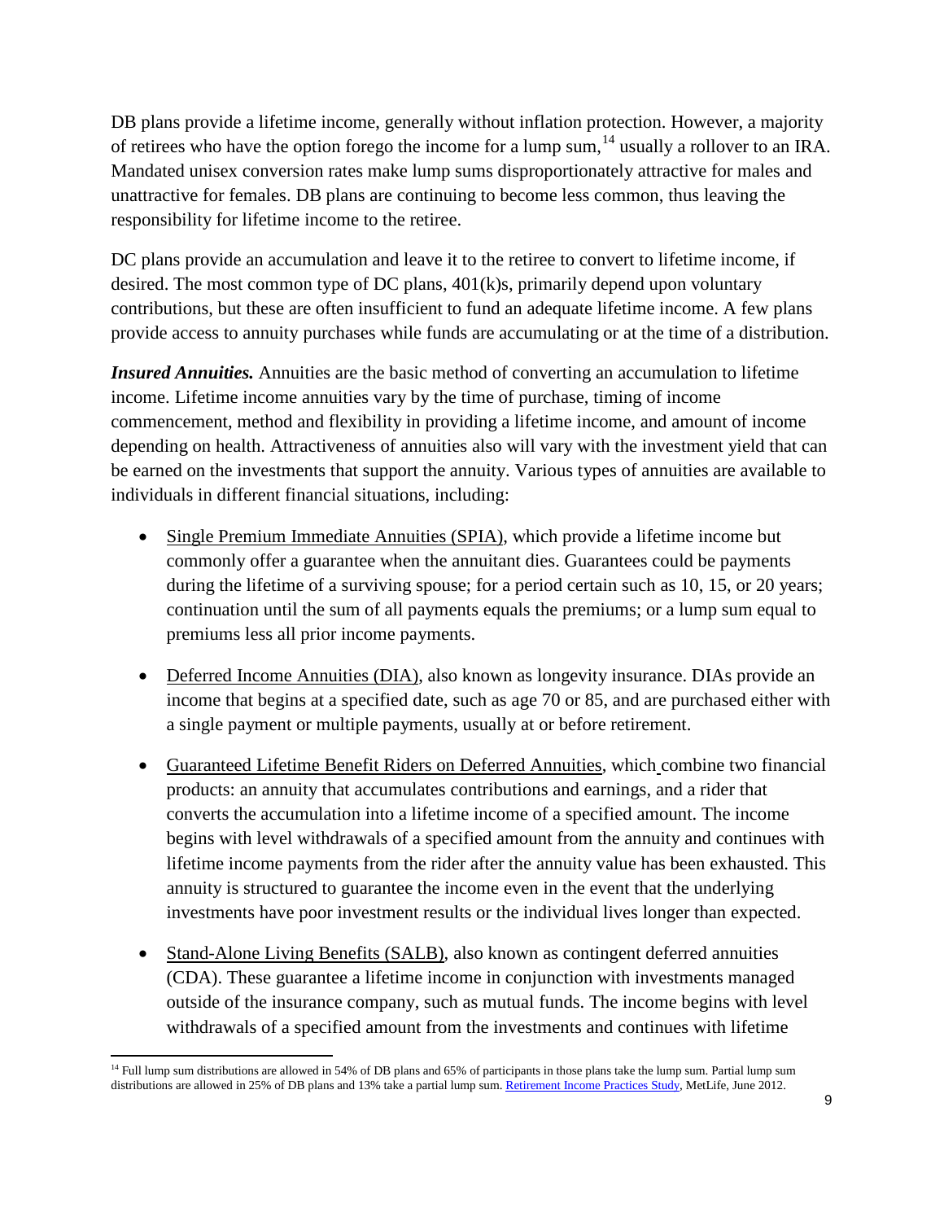DB plans provide a lifetime income, generally without inflation protection. However, a majority of retirees who have the option forego the income for a lump sum,[14] usually a rollover to an IRA. Mandated unisex conversion rates make lump sums disproportionately attractive for males and unattractive for females. DB plans are continuing to become less common, thus leaving the responsibility for lifetime income to the retiree.

DC plans provide an accumulation and leave it to the retiree to convert to lifetime income, if desired. The most common type of DC plans, 401(k)s, primarily depend upon voluntary contributions, but these are often insufficient to fund an adequate lifetime income. A few plans provide access to annuity purchases while funds are accumulating or at the time of a distribution.

***Insured Annuities.*** Annuities are the basic method of converting an accumulation to lifetime income. Lifetime income annuities vary by the time of purchase, timing of income commencement, method and flexibility in providing a lifetime income, and amount of income depending on health. Attractiveness of annuities also will vary with the investment yield that can be earned on the investments that support the annuity. Various types of annuities are available to individuals in different financial situations, including:

- Single Premium Immediate Annuities (SPIA), which provide a lifetime income but commonly offer a guarantee when the annuitant dies. Guarantees could be payments during the lifetime of a surviving spouse; for a period certain such as 10, 15, or 20 years; continuation until the sum of all payments equals the premiums; or a lump sum equal to premiums less all prior income payments.

- Deferred Income Annuities (DIA), also known as longevity insurance. DIAs provide an income that begins at a specified date, such as age 70 or 85, and are purchased either with a single payment or multiple payments, usually at or before retirement.

- Guaranteed Lifetime Benefit Riders on Deferred Annuities, which combine two financial products: an annuity that accumulates contributions and earnings, and a rider that converts the accumulation into a lifetime income of a specified amount. The income begins with level withdrawals of a specified amount from the annuity and continues with lifetime income payments from the rider after the annuity value has been exhausted. This annuity is structured to guarantee the income even in the event that the underlying investments have poor investment results or the individual lives longer than expected.

- Stand-Alone Living Benefits (SALB), also known as contingent deferred annuities (CDA). These guarantee a lifetime income in conjunction with investments managed outside of the insurance company, such as mutual funds. The income begins with level withdrawals of a specified amount from the investments and continues with lifetime

[14] Full lump sum distributions are allowed in 54% of DB plans and 65% of participants in those plans take the lump sum. Partial lump sum distributions are allowed in 25% of DB plans and 13% take a partial lump sum. Retirement Income Practices Study, MetLife, June 2012.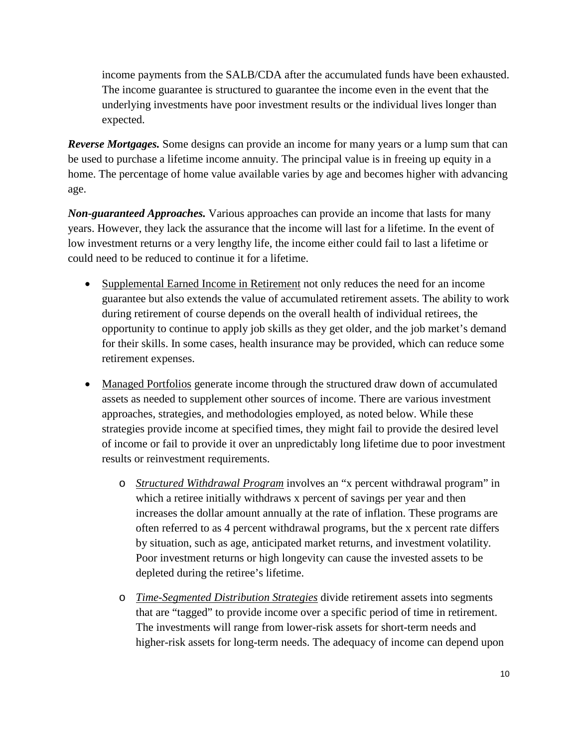income payments from the SALB/CDA after the accumulated funds have been exhausted. The income guarantee is structured to guarantee the income even in the event that the underlying investments have poor investment results or the individual lives longer than expected.

***Reverse Mortgages.*** Some designs can provide an income for many years or a lump sum that can be used to purchase a lifetime income annuity. The principal value is in freeing up equity in a home. The percentage of home value available varies by age and becomes higher with advancing age.

***Non-guaranteed Approaches.*** Various approaches can provide an income that lasts for many years. However, they lack the assurance that the income will last for a lifetime. In the event of low investment returns or a very lengthy life, the income either could fail to last a lifetime or could need to be reduced to continue it for a lifetime.

- <u>Supplemental Earned Income in Retirement</u> not only reduces the need for an income guarantee but also extends the value of accumulated retirement assets. The ability to work during retirement of course depends on the overall health of individual retirees, the opportunity to continue to apply job skills as they get older, and the job market's demand for their skills. In some cases, health insurance may be provided, which can reduce some retirement expenses.

- <u>Managed Portfolios</u> generate income through the structured draw down of accumulated assets as needed to supplement other sources of income. There are various investment approaches, strategies, and methodologies employed, as noted below. While these strategies provide income at specified times, they might fail to provide the desired level of income or fail to provide it over an unpredictably long lifetime due to poor investment results or reinvestment requirements.

    - *<u>Structured Withdrawal Program</u>* involves an "x percent withdrawal program" in which a retiree initially withdraws x percent of savings per year and then increases the dollar amount annually at the rate of inflation. These programs are often referred to as 4 percent withdrawal programs, but the x percent rate differs by situation, such as age, anticipated market returns, and investment volatility. Poor investment returns or high longevity can cause the invested assets to be depleted during the retiree's lifetime.

    - *<u>Time-Segmented Distribution Strategies</u>* divide retirement assets into segments that are "tagged" to provide income over a specific period of time in retirement. The investments will range from lower-risk assets for short-term needs and higher-risk assets for long-term needs. The adequacy of income can depend upon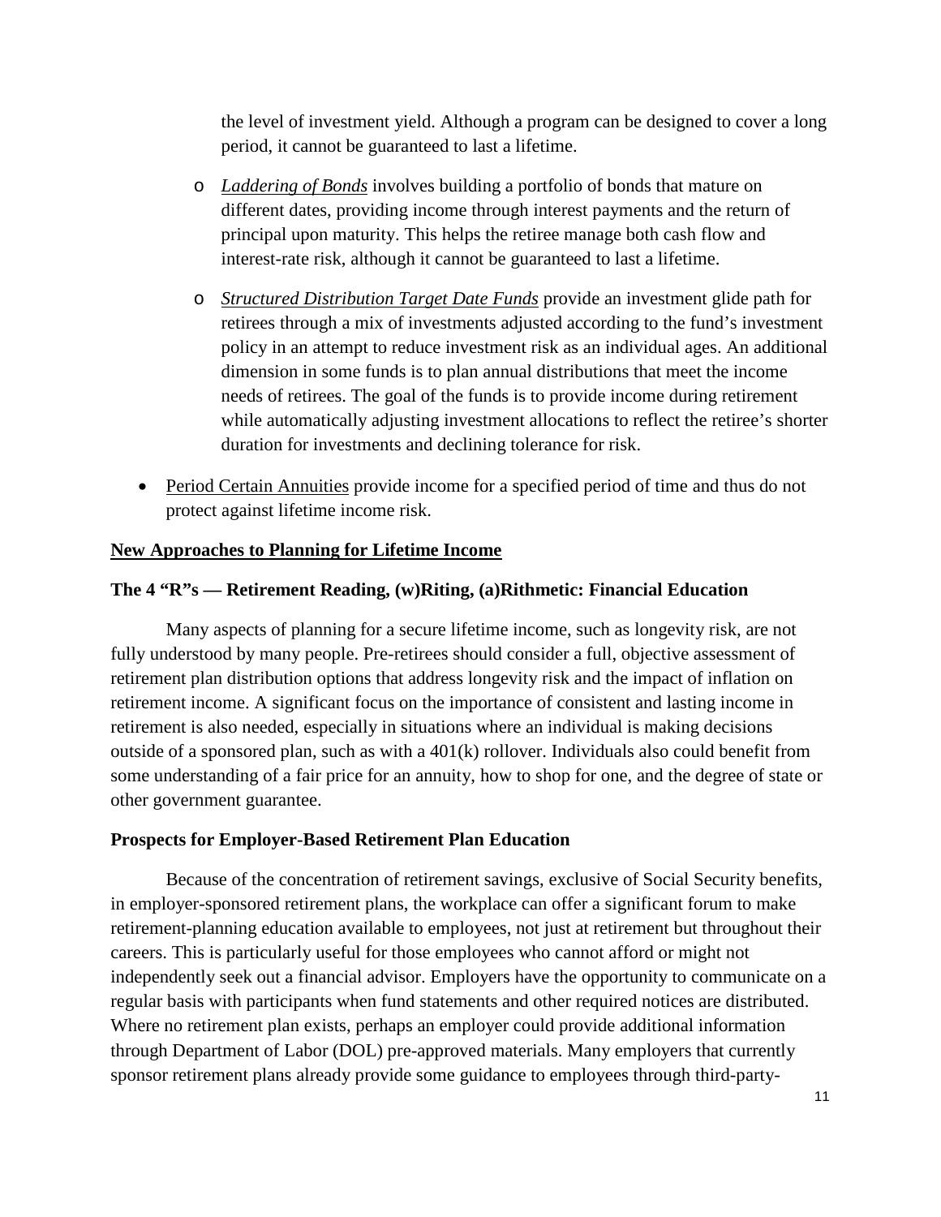the level of investment yield. Although a program can be designed to cover a long period, it cannot be guaranteed to last a lifetime.

  - *Laddering of Bonds* involves building a portfolio of bonds that mature on different dates, providing income through interest payments and the return of principal upon maturity. This helps the retiree manage both cash flow and interest-rate risk, although it cannot be guaranteed to last a lifetime.
  - *Structured Distribution Target Date Funds* provide an investment glide path for retirees through a mix of investments adjusted according to the fund's investment policy in an attempt to reduce investment risk as an individual ages. An additional dimension in some funds is to plan annual distributions that meet the income needs of retirees. The goal of the funds is to provide income during retirement while automatically adjusting investment allocations to reflect the retiree's shorter duration for investments and declining tolerance for risk.

- Period Certain Annuities provide income for a specified period of time and thus do not protect against lifetime income risk.

## New Approaches to Planning for Lifetime Income

### The 4 "R"s — Retirement Reading, (w)Riting, (a)Rithmetic: Financial Education

Many aspects of planning for a secure lifetime income, such as longevity risk, are not fully understood by many people. Pre-retirees should consider a full, objective assessment of retirement plan distribution options that address longevity risk and the impact of inflation on retirement income. A significant focus on the importance of consistent and lasting income in retirement is also needed, especially in situations where an individual is making decisions outside of a sponsored plan, such as with a 401(k) rollover. Individuals also could benefit from some understanding of a fair price for an annuity, how to shop for one, and the degree of state or other government guarantee.

### Prospects for Employer-Based Retirement Plan Education

Because of the concentration of retirement savings, exclusive of Social Security benefits, in employer-sponsored retirement plans, the workplace can offer a significant forum to make retirement-planning education available to employees, not just at retirement but throughout their careers. This is particularly useful for those employees who cannot afford or might not independently seek out a financial advisor. Employers have the opportunity to communicate on a regular basis with participants when fund statements and other required notices are distributed. Where no retirement plan exists, perhaps an employer could provide additional information through Department of Labor (DOL) pre-approved materials. Many employers that currently sponsor retirement plans already provide some guidance to employees through third-party-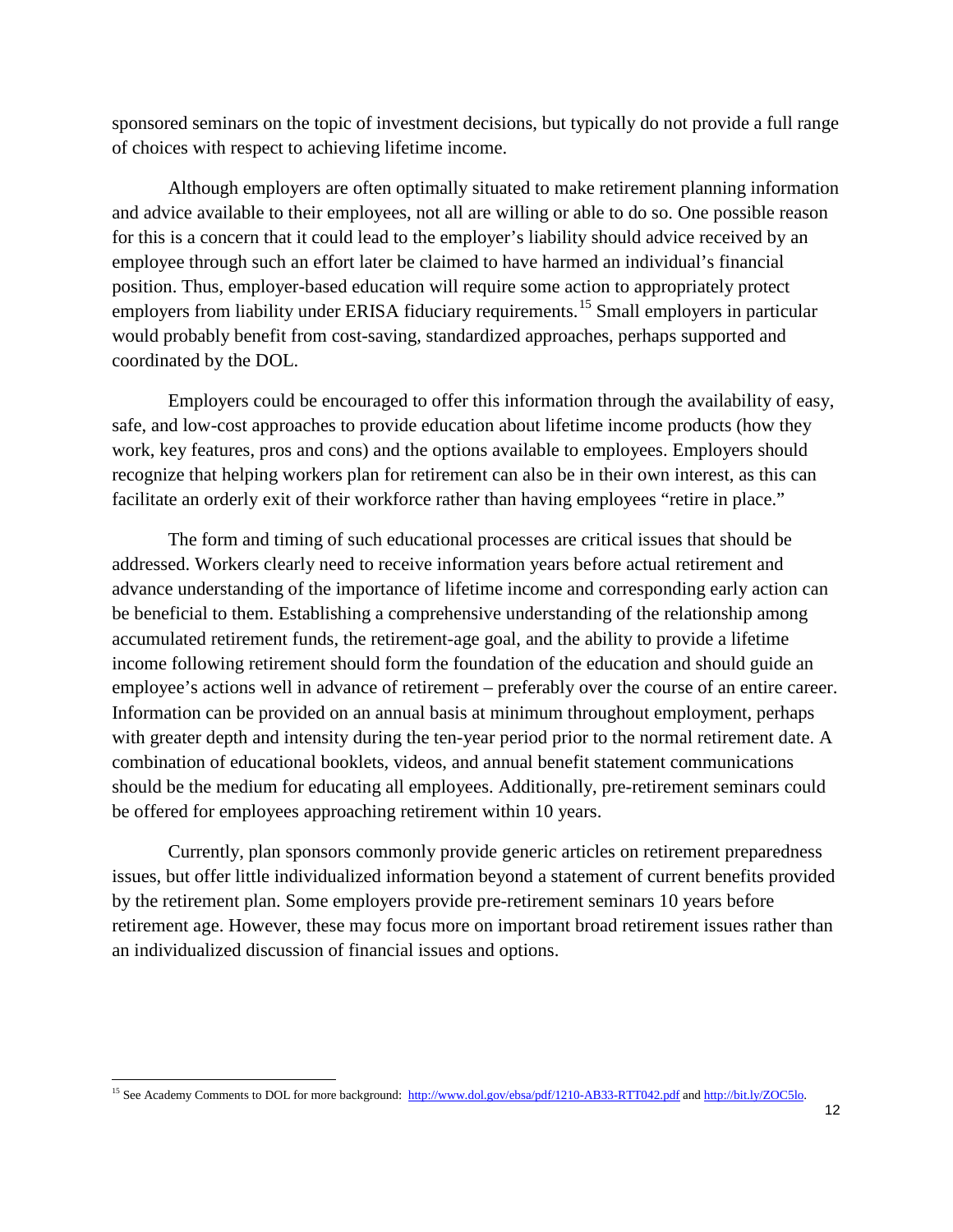sponsored seminars on the topic of investment decisions, but typically do not provide a full range of choices with respect to achieving lifetime income.

Although employers are often optimally situated to make retirement planning information and advice available to their employees, not all are willing or able to do so. One possible reason for this is a concern that it could lead to the employer's liability should advice received by an employee through such an effort later be claimed to have harmed an individual's financial position. Thus, employer-based education will require some action to appropriately protect employers from liability under ERISA fiduciary requirements.[15] Small employers in particular would probably benefit from cost-saving, standardized approaches, perhaps supported and coordinated by the DOL.

Employers could be encouraged to offer this information through the availability of easy, safe, and low-cost approaches to provide education about lifetime income products (how they work, key features, pros and cons) and the options available to employees. Employers should recognize that helping workers plan for retirement can also be in their own interest, as this can facilitate an orderly exit of their workforce rather than having employees "retire in place."

The form and timing of such educational processes are critical issues that should be addressed. Workers clearly need to receive information years before actual retirement and advance understanding of the importance of lifetime income and corresponding early action can be beneficial to them. Establishing a comprehensive understanding of the relationship among accumulated retirement funds, the retirement-age goal, and the ability to provide a lifetime income following retirement should form the foundation of the education and should guide an employee's actions well in advance of retirement – preferably over the course of an entire career. Information can be provided on an annual basis at minimum throughout employment, perhaps with greater depth and intensity during the ten-year period prior to the normal retirement date. A combination of educational booklets, videos, and annual benefit statement communications should be the medium for educating all employees. Additionally, pre-retirement seminars could be offered for employees approaching retirement within 10 years.

Currently, plan sponsors commonly provide generic articles on retirement preparedness issues, but offer little individualized information beyond a statement of current benefits provided by the retirement plan. Some employers provide pre-retirement seminars 10 years before retirement age. However, these may focus more on important broad retirement issues rather than an individualized discussion of financial issues and options.

---

[15] See Academy Comments to DOL for more background: http://www.dol.gov/ebsa/pdf/1210-AB33-RTT042.pdf and http://bit.ly/ZOC5lo.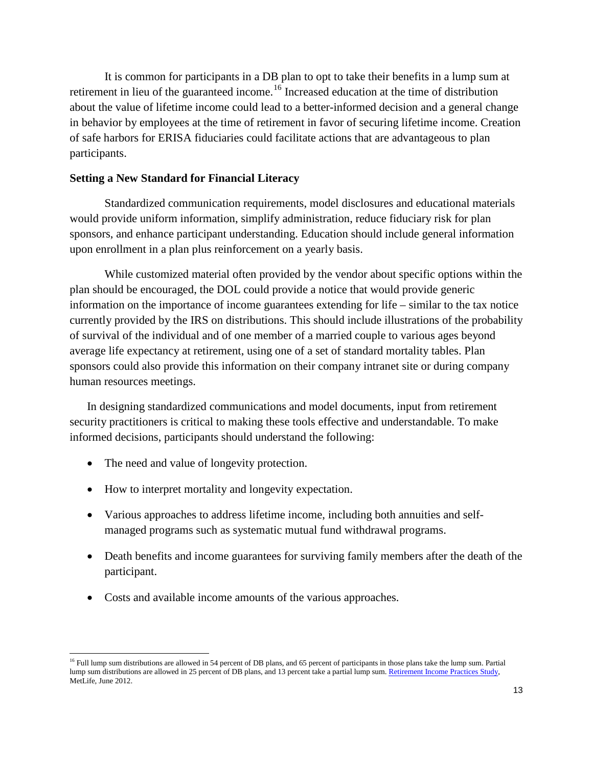It is common for participants in a DB plan to opt to take their benefits in a lump sum at retirement in lieu of the guaranteed income.[16] Increased education at the time of distribution about the value of lifetime income could lead to a better-informed decision and a general change in behavior by employees at the time of retirement in favor of securing lifetime income. Creation of safe harbors for ERISA fiduciaries could facilitate actions that are advantageous to plan participants.

**Setting a New Standard for Financial Literacy**

Standardized communication requirements, model disclosures and educational materials would provide uniform information, simplify administration, reduce fiduciary risk for plan sponsors, and enhance participant understanding. Education should include general information upon enrollment in a plan plus reinforcement on a yearly basis.

While customized material often provided by the vendor about specific options within the plan should be encouraged, the DOL could provide a notice that would provide generic information on the importance of income guarantees extending for life – similar to the tax notice currently provided by the IRS on distributions. This should include illustrations of the probability of survival of the individual and of one member of a married couple to various ages beyond average life expectancy at retirement, using one of a set of standard mortality tables. Plan sponsors could also provide this information on their company intranet site or during company human resources meetings.

In designing standardized communications and model documents, input from retirement security practitioners is critical to making these tools effective and understandable. To make informed decisions, participants should understand the following:

- The need and value of longevity protection.
- How to interpret mortality and longevity expectation.
- Various approaches to address lifetime income, including both annuities and self-managed programs such as systematic mutual fund withdrawal programs.
- Death benefits and income guarantees for surviving family members after the death of the participant.
- Costs and available income amounts of the various approaches.

[16] Full lump sum distributions are allowed in 54 percent of DB plans, and 65 percent of participants in those plans take the lump sum. Partial lump sum distributions are allowed in 25 percent of DB plans, and 13 percent take a partial lump sum. Retirement Income Practices Study, MetLife, June 2012.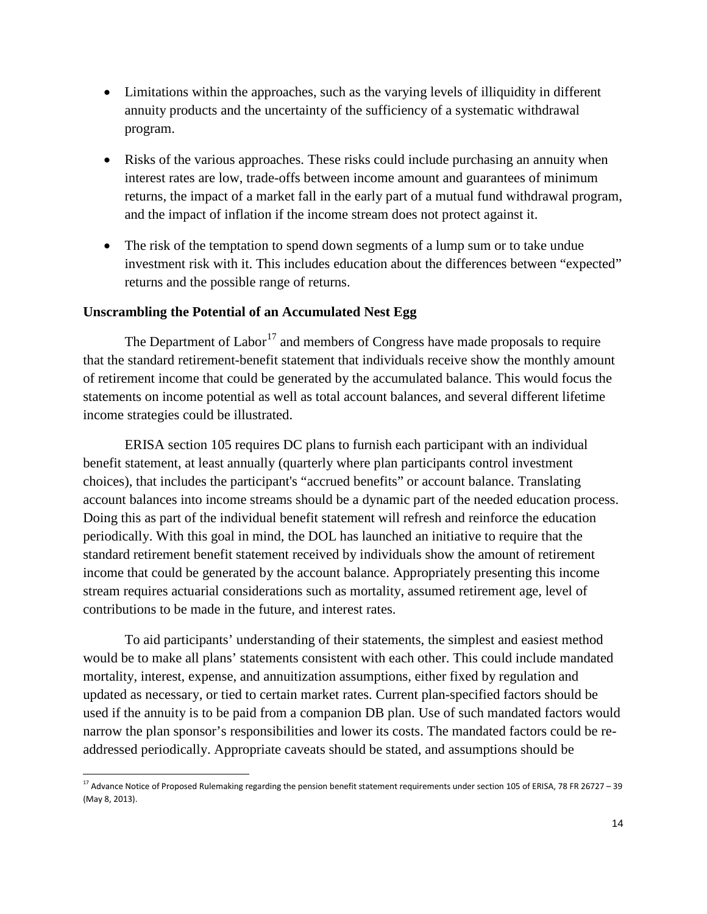- Limitations within the approaches, such as the varying levels of illiquidity in different annuity products and the uncertainty of the sufficiency of a systematic withdrawal program.

- Risks of the various approaches. These risks could include purchasing an annuity when interest rates are low, trade-offs between income amount and guarantees of minimum returns, the impact of a market fall in the early part of a mutual fund withdrawal program, and the impact of inflation if the income stream does not protect against it.

- The risk of the temptation to spend down segments of a lump sum or to take undue investment risk with it. This includes education about the differences between "expected" returns and the possible range of returns.

**Unscrambling the Potential of an Accumulated Nest Egg**

The Department of Labor[17] and members of Congress have made proposals to require that the standard retirement-benefit statement that individuals receive show the monthly amount of retirement income that could be generated by the accumulated balance. This would focus the statements on income potential as well as total account balances, and several different lifetime income strategies could be illustrated.

ERISA section 105 requires DC plans to furnish each participant with an individual benefit statement, at least annually (quarterly where plan participants control investment choices), that includes the participant's "accrued benefits" or account balance. Translating account balances into income streams should be a dynamic part of the needed education process. Doing this as part of the individual benefit statement will refresh and reinforce the education periodically. With this goal in mind, the DOL has launched an initiative to require that the standard retirement benefit statement received by individuals show the amount of retirement income that could be generated by the account balance. Appropriately presenting this income stream requires actuarial considerations such as mortality, assumed retirement age, level of contributions to be made in the future, and interest rates.

To aid participants' understanding of their statements, the simplest and easiest method would be to make all plans' statements consistent with each other. This could include mandated mortality, interest, expense, and annuitization assumptions, either fixed by regulation and updated as necessary, or tied to certain market rates. Current plan-specified factors should be used if the annuity is to be paid from a companion DB plan. Use of such mandated factors would narrow the plan sponsor's responsibilities and lower its costs. The mandated factors could be re-addressed periodically. Appropriate caveats should be stated, and assumptions should be

[17] Advance Notice of Proposed Rulemaking regarding the pension benefit statement requirements under section 105 of ERISA, 78 FR 26727 – 39 (May 8, 2013).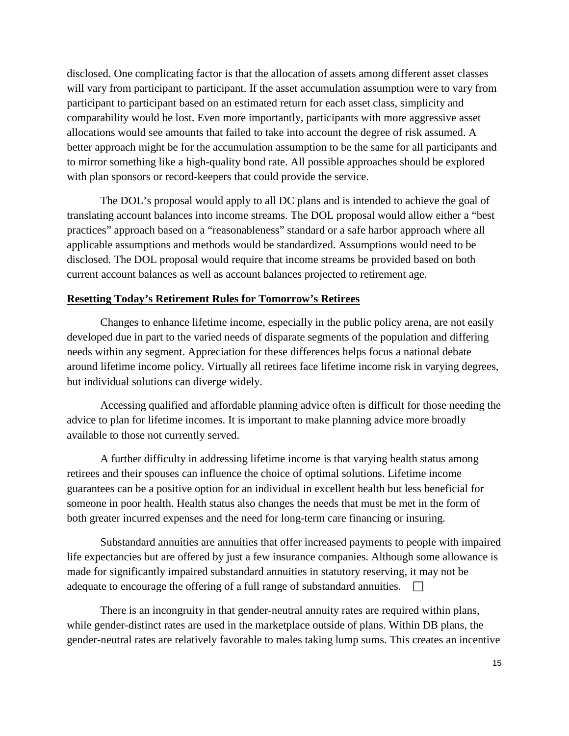disclosed. One complicating factor is that the allocation of assets among different asset classes will vary from participant to participant. If the asset accumulation assumption were to vary from participant to participant based on an estimated return for each asset class, simplicity and comparability would be lost. Even more importantly, participants with more aggressive asset allocations would see amounts that failed to take into account the degree of risk assumed. A better approach might be for the accumulation assumption to be the same for all participants and to mirror something like a high-quality bond rate. All possible approaches should be explored with plan sponsors or record-keepers that could provide the service.

The DOL's proposal would apply to all DC plans and is intended to achieve the goal of translating account balances into income streams. The DOL proposal would allow either a "best practices" approach based on a "reasonableness" standard or a safe harbor approach where all applicable assumptions and methods would be standardized. Assumptions would need to be disclosed. The DOL proposal would require that income streams be provided based on both current account balances as well as account balances projected to retirement age.

**Resetting Today's Retirement Rules for Tomorrow's Retirees**

Changes to enhance lifetime income, especially in the public policy arena, are not easily developed due in part to the varied needs of disparate segments of the population and differing needs within any segment. Appreciation for these differences helps focus a national debate around lifetime income policy. Virtually all retirees face lifetime income risk in varying degrees, but individual solutions can diverge widely.

Accessing qualified and affordable planning advice often is difficult for those needing the advice to plan for lifetime incomes. It is important to make planning advice more broadly available to those not currently served.

A further difficulty in addressing lifetime income is that varying health status among retirees and their spouses can influence the choice of optimal solutions. Lifetime income guarantees can be a positive option for an individual in excellent health but less beneficial for someone in poor health. Health status also changes the needs that must be met in the form of both greater incurred expenses and the need for long-term care financing or insuring.

Substandard annuities are annuities that offer increased payments to people with impaired life expectancies but are offered by just a few insurance companies. Although some allowance is made for significantly impaired substandard annuities in statutory reserving, it may not be adequate to encourage the offering of a full range of substandard annuities.

There is an incongruity in that gender-neutral annuity rates are required within plans, while gender-distinct rates are used in the marketplace outside of plans. Within DB plans, the gender-neutral rates are relatively favorable to males taking lump sums. This creates an incentive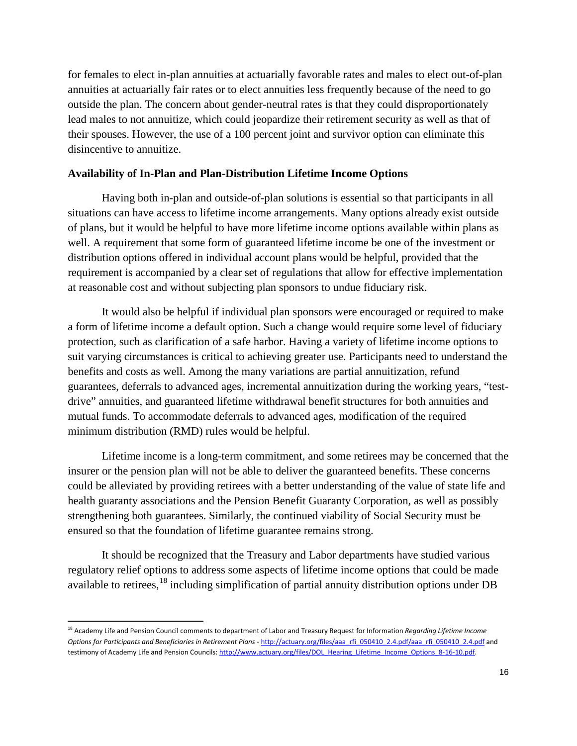for females to elect in-plan annuities at actuarially favorable rates and males to elect out-of-plan annuities at actuarially fair rates or to elect annuities less frequently because of the need to go outside the plan. The concern about gender-neutral rates is that they could disproportionately lead males to not annuitize, which could jeopardize their retirement security as well as that of their spouses. However, the use of a 100 percent joint and survivor option can eliminate this disincentive to annuitize.

**Availability of In-Plan and Plan-Distribution Lifetime Income Options**

Having both in-plan and outside-of-plan solutions is essential so that participants in all situations can have access to lifetime income arrangements. Many options already exist outside of plans, but it would be helpful to have more lifetime income options available within plans as well. A requirement that some form of guaranteed lifetime income be one of the investment or distribution options offered in individual account plans would be helpful, provided that the requirement is accompanied by a clear set of regulations that allow for effective implementation at reasonable cost and without subjecting plan sponsors to undue fiduciary risk.

It would also be helpful if individual plan sponsors were encouraged or required to make a form of lifetime income a default option. Such a change would require some level of fiduciary protection, such as clarification of a safe harbor. Having a variety of lifetime income options to suit varying circumstances is critical to achieving greater use. Participants need to understand the benefits and costs as well. Among the many variations are partial annuitization, refund guarantees, deferrals to advanced ages, incremental annuitization during the working years, "test-drive" annuities, and guaranteed lifetime withdrawal benefit structures for both annuities and mutual funds. To accommodate deferrals to advanced ages, modification of the required minimum distribution (RMD) rules would be helpful.

Lifetime income is a long-term commitment, and some retirees may be concerned that the insurer or the pension plan will not be able to deliver the guaranteed benefits. These concerns could be alleviated by providing retirees with a better understanding of the value of state life and health guaranty associations and the Pension Benefit Guaranty Corporation, as well as possibly strengthening both guarantees. Similarly, the continued viability of Social Security must be ensured so that the foundation of lifetime guarantee remains strong.

It should be recognized that the Treasury and Labor departments have studied various regulatory relief options to address some aspects of lifetime income options that could be made available to retirees,[18] including simplification of partial annuity distribution options under DB

---

[18] Academy Life and Pension Council comments to department of Labor and Treasury Request for Information *Regarding Lifetime Income Options for Participants and Beneficiaries in Retirement Plans* - http://actuary.org/files/aaa_rfi_050410_2.4.pdf/aaa_rfi_050410_2.4.pdf and testimony of Academy Life and Pension Councils: http://www.actuary.org/files/DOL_Hearing_Lifetime_Income_Options_8-16-10.pdf.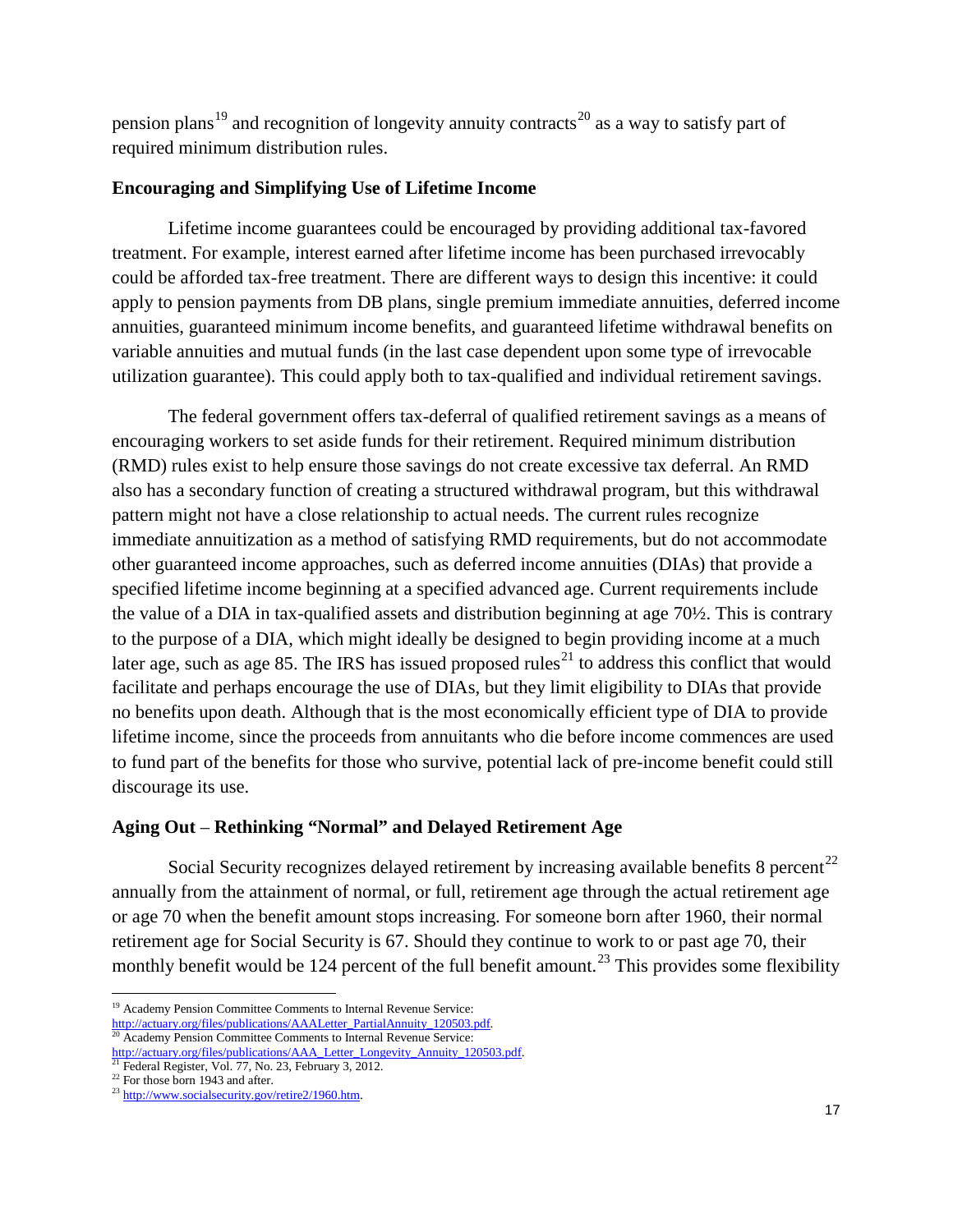pension plans[19] and recognition of longevity annuity contracts[20] as a way to satisfy part of required minimum distribution rules.

### Encouraging and Simplifying Use of Lifetime Income

Lifetime income guarantees could be encouraged by providing additional tax-favored treatment. For example, interest earned after lifetime income has been purchased irrevocably could be afforded tax-free treatment. There are different ways to design this incentive: it could apply to pension payments from DB plans, single premium immediate annuities, deferred income annuities, guaranteed minimum income benefits, and guaranteed lifetime withdrawal benefits on variable annuities and mutual funds (in the last case dependent upon some type of irrevocable utilization guarantee). This could apply both to tax-qualified and individual retirement savings.

The federal government offers tax-deferral of qualified retirement savings as a means of encouraging workers to set aside funds for their retirement. Required minimum distribution (RMD) rules exist to help ensure those savings do not create excessive tax deferral. An RMD also has a secondary function of creating a structured withdrawal program, but this withdrawal pattern might not have a close relationship to actual needs. The current rules recognize immediate annuitization as a method of satisfying RMD requirements, but do not accommodate other guaranteed income approaches, such as deferred income annuities (DIAs) that provide a specified lifetime income beginning at a specified advanced age. Current requirements include the value of a DIA in tax-qualified assets and distribution beginning at age 70½. This is contrary to the purpose of a DIA, which might ideally be designed to begin providing income at a much later age, such as age 85. The IRS has issued proposed rules[21] to address this conflict that would facilitate and perhaps encourage the use of DIAs, but they limit eligibility to DIAs that provide no benefits upon death. Although that is the most economically efficient type of DIA to provide lifetime income, since the proceeds from annuitants who die before income commences are used to fund part of the benefits for those who survive, potential lack of pre-income benefit could still discourage its use.

### Aging Out – Rethinking "Normal" and Delayed Retirement Age

Social Security recognizes delayed retirement by increasing available benefits 8 percent[22] annually from the attainment of normal, or full, retirement age through the actual retirement age or age 70 when the benefit amount stops increasing. For someone born after 1960, their normal retirement age for Social Security is 67. Should they continue to work to or past age 70, their monthly benefit would be 124 percent of the full benefit amount.[23] This provides some flexibility

---

[19] Academy Pension Committee Comments to Internal Revenue Service: http://actuary.org/files/publications/AAALetter_PartialAnnuity_120503.pdf.

[20] Academy Pension Committee Comments to Internal Revenue Service: http://actuary.org/files/publications/AAA_Letter_Longevity_Annuity_120503.pdf.

[21] Federal Register, Vol. 77, No. 23, February 3, 2012.

[22] For those born 1943 and after.

[23] http://www.socialsecurity.gov/retire2/1960.htm.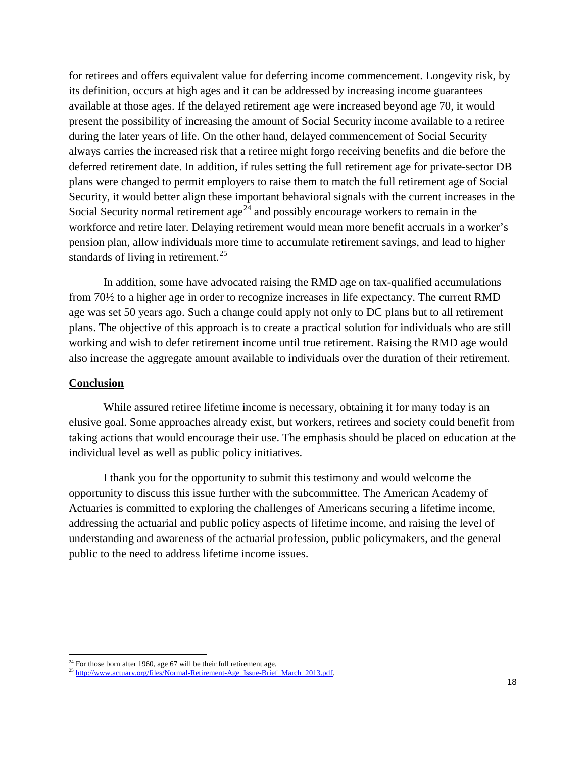for retirees and offers equivalent value for deferring income commencement. Longevity risk, by its definition, occurs at high ages and it can be addressed by increasing income guarantees available at those ages. If the delayed retirement age were increased beyond age 70, it would present the possibility of increasing the amount of Social Security income available to a retiree during the later years of life. On the other hand, delayed commencement of Social Security always carries the increased risk that a retiree might forgo receiving benefits and die before the deferred retirement date. In addition, if rules setting the full retirement age for private-sector DB plans were changed to permit employers to raise them to match the full retirement age of Social Security, it would better align these important behavioral signals with the current increases in the Social Security normal retirement age[24] and possibly encourage workers to remain in the workforce and retire later. Delaying retirement would mean more benefit accruals in a worker's pension plan, allow individuals more time to accumulate retirement savings, and lead to higher standards of living in retirement.[25]

In addition, some have advocated raising the RMD age on tax-qualified accumulations from 70½ to a higher age in order to recognize increases in life expectancy. The current RMD age was set 50 years ago. Such a change could apply not only to DC plans but to all retirement plans. The objective of this approach is to create a practical solution for individuals who are still working and wish to defer retirement income until true retirement. Raising the RMD age would also increase the aggregate amount available to individuals over the duration of their retirement.

## Conclusion

While assured retiree lifetime income is necessary, obtaining it for many today is an elusive goal. Some approaches already exist, but workers, retirees and society could benefit from taking actions that would encourage their use. The emphasis should be placed on education at the individual level as well as public policy initiatives.

I thank you for the opportunity to submit this testimony and would welcome the opportunity to discuss this issue further with the subcommittee. The American Academy of Actuaries is committed to exploring the challenges of Americans securing a lifetime income, addressing the actuarial and public policy aspects of lifetime income, and raising the level of understanding and awareness of the actuarial profession, public policymakers, and the general public to the need to address lifetime income issues.

---

[24] For those born after 1960, age 67 will be their full retirement age.

[25] http://www.actuary.org/files/Normal-Retirement-Age_Issue-Brief_March_2013.pdf.